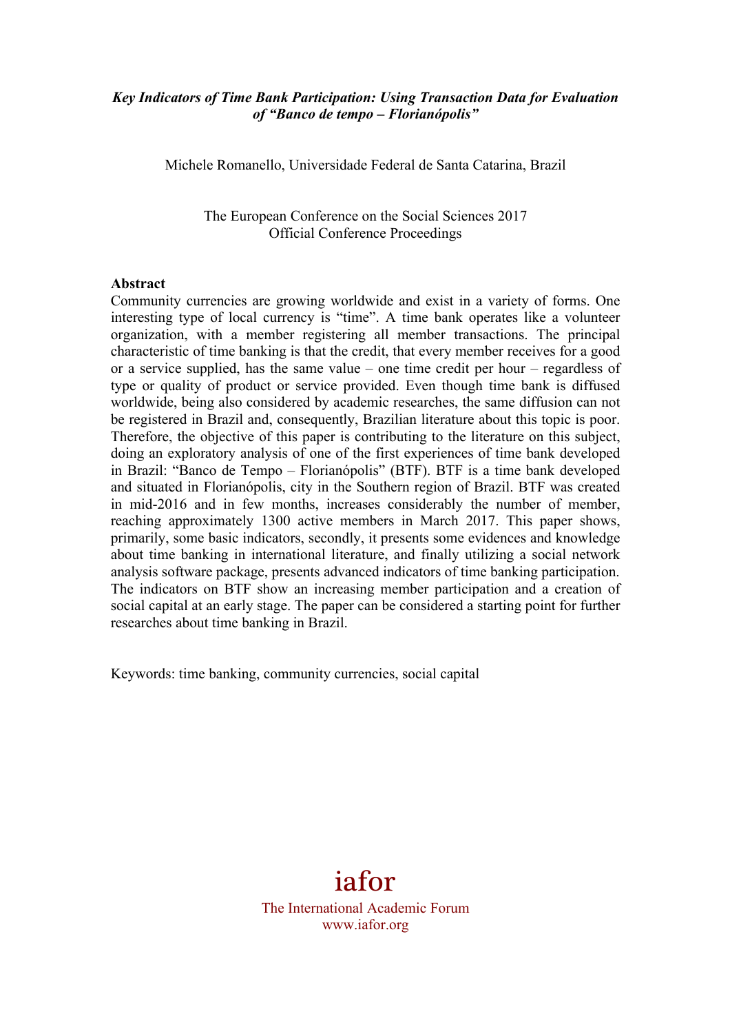***Key Indicators of Time Bank Participation: Using Transaction Data for Evaluation of "Banco de tempo – Florianópolis"***

Michele Romanello, Universidade Federal de Santa Catarina, Brazil

The European Conference on the Social Sciences 2017
Official Conference Proceedings

**Abstract**

Community currencies are growing worldwide and exist in a variety of forms. One interesting type of local currency is "time". A time bank operates like a volunteer organization, with a member registering all member transactions. The principal characteristic of time banking is that the credit, that every member receives for a good or a service supplied, has the same value – one time credit per hour – regardless of type or quality of product or service provided. Even though time bank is diffused worldwide, being also considered by academic researches, the same diffusion can not be registered in Brazil and, consequently, Brazilian literature about this topic is poor. Therefore, the objective of this paper is contributing to the literature on this subject, doing an exploratory analysis of one of the first experiences of time bank developed in Brazil: "Banco de Tempo – Florianópolis" (BTF). BTF is a time bank developed and situated in Florianópolis, city in the Southern region of Brazil. BTF was created in mid-2016 and in few months, increases considerably the number of member, reaching approximately 1300 active members in March 2017. This paper shows, primarily, some basic indicators, secondly, it presents some evidences and knowledge about time banking in international literature, and finally utilizing a social network analysis software package, presents advanced indicators of time banking participation. The indicators on BTF show an increasing member participation and a creation of social capital at an early stage. The paper can be considered a starting point for further researches about time banking in Brazil.

Keywords: time banking, community currencies, social capital

iafor

The International Academic Forum
www.iafor.org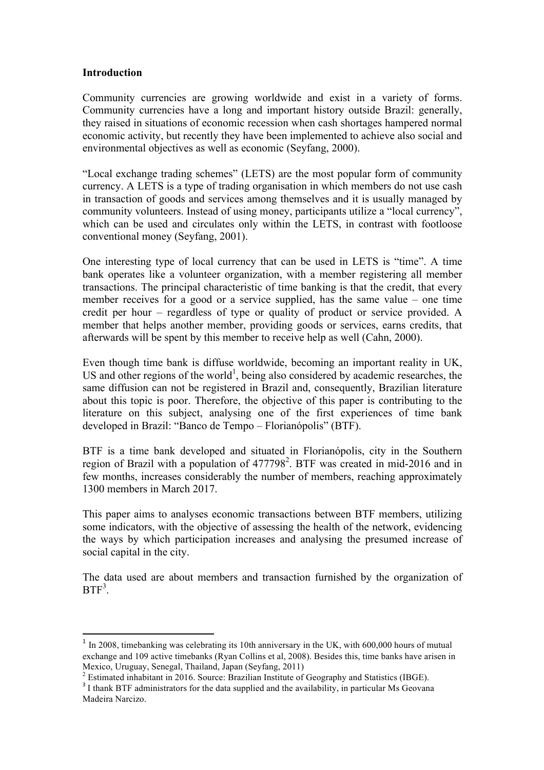**Introduction**

Community currencies are growing worldwide and exist in a variety of forms. Community currencies have a long and important history outside Brazil: generally, they raised in situations of economic recession when cash shortages hampered normal economic activity, but recently they have been implemented to achieve also social and environmental objectives as well as economic (Seyfang, 2000).

"Local exchange trading schemes" (LETS) are the most popular form of community currency. A LETS is a type of trading organisation in which members do not use cash in transaction of goods and services among themselves and it is usually managed by community volunteers. Instead of using money, participants utilize a "local currency", which can be used and circulates only within the LETS, in contrast with footloose conventional money (Seyfang, 2001).

One interesting type of local currency that can be used in LETS is "time". A time bank operates like a volunteer organization, with a member registering all member transactions. The principal characteristic of time banking is that the credit, that every member receives for a good or a service supplied, has the same value – one time credit per hour – regardless of type or quality of product or service provided. A member that helps another member, providing goods or services, earns credits, that afterwards will be spent by this member to receive help as well (Cahn, 2000).

Even though time bank is diffuse worldwide, becoming an important reality in UK, US and other regions of the world[1], being also considered by academic researches, the same diffusion can not be registered in Brazil and, consequently, Brazilian literature about this topic is poor. Therefore, the objective of this paper is contributing to the literature on this subject, analysing one of the first experiences of time bank developed in Brazil: "Banco de Tempo – Florianópolis" (BTF).

BTF is a time bank developed and situated in Florianópolis, city in the Southern region of Brazil with a population of 477798[2]. BTF was created in mid-2016 and in few months, increases considerably the number of members, reaching approximately 1300 members in March 2017.

This paper aims to analyses economic transactions between BTF members, utilizing some indicators, with the objective of assessing the health of the network, evidencing the ways by which participation increases and analysing the presumed increase of social capital in the city.

The data used are about members and transaction furnished by the organization of BTF[3].

---

[1] In 2008, timebanking was celebrating its 10th anniversary in the UK, with 600,000 hours of mutual exchange and 109 active timebanks (Ryan Collins et al, 2008). Besides this, time banks have arisen in Mexico, Uruguay, Senegal, Thailand, Japan (Seyfang, 2011)

[2] Estimated inhabitant in 2016. Source: Brazilian Institute of Geography and Statistics (IBGE).

[3] I thank BTF administrators for the data supplied and the availability, in particular Ms Geovana Madeira Narcizo.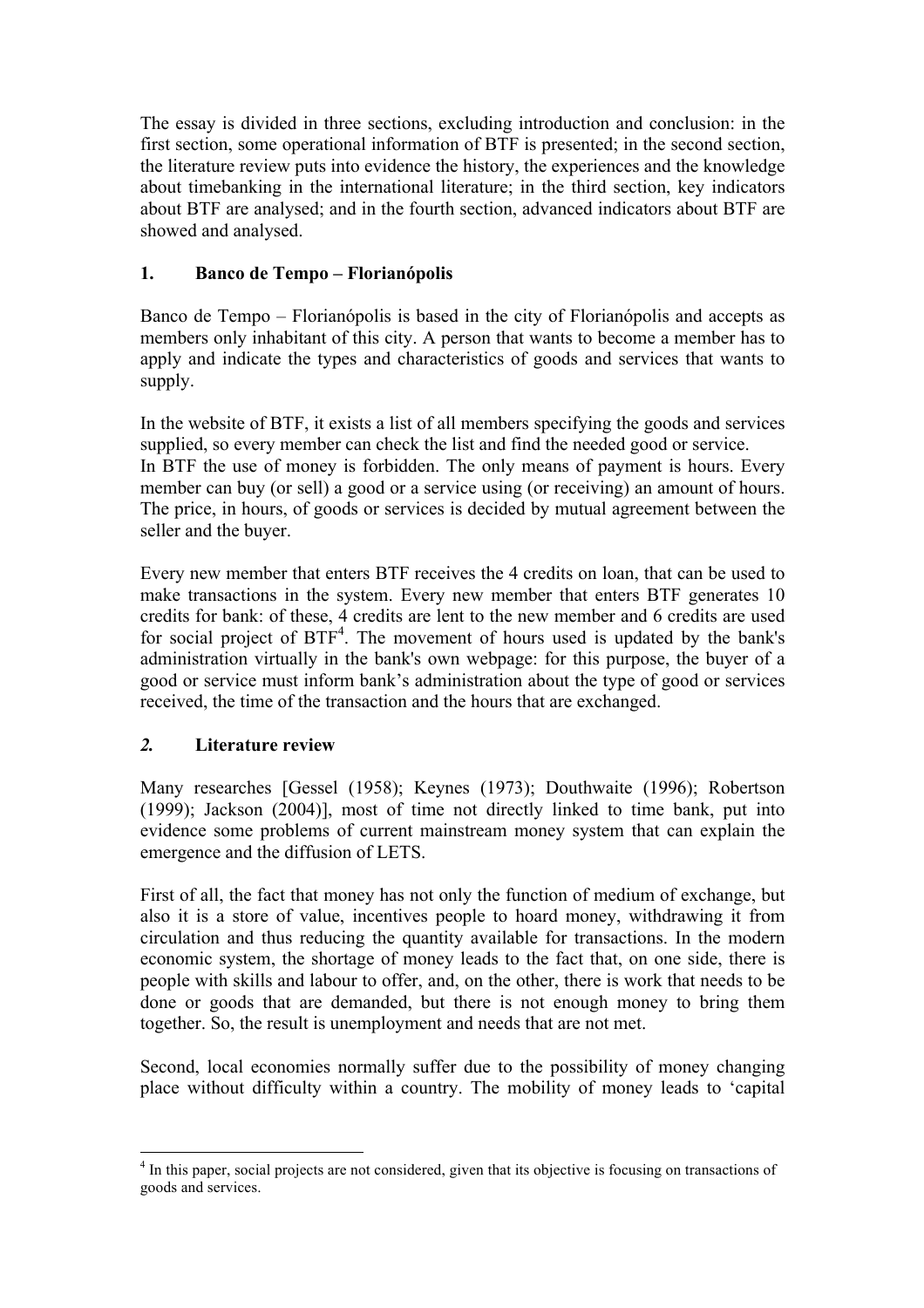The essay is divided in three sections, excluding introduction and conclusion: in the first section, some operational information of BTF is presented; in the second section, the literature review puts into evidence the history, the experiences and the knowledge about timebanking in the international literature; in the third section, key indicators about BTF are analysed; and in the fourth section, advanced indicators about BTF are showed and analysed.

## 1. Banco de Tempo – Florianópolis

Banco de Tempo – Florianópolis is based in the city of Florianópolis and accepts as members only inhabitant of this city. A person that wants to become a member has to apply and indicate the types and characteristics of goods and services that wants to supply.

In the website of BTF, it exists a list of all members specifying the goods and services supplied, so every member can check the list and find the needed good or service.
In BTF the use of money is forbidden. The only means of payment is hours. Every member can buy (or sell) a good or a service using (or receiving) an amount of hours. The price, in hours, of goods or services is decided by mutual agreement between the seller and the buyer.

Every new member that enters BTF receives the 4 credits on loan, that can be used to make transactions in the system. Every new member that enters BTF generates 10 credits for bank: of these, 4 credits are lent to the new member and 6 credits are used for social project of BTF[4]. The movement of hours used is updated by the bank's administration virtually in the bank's own webpage: for this purpose, the buyer of a good or service must inform bank's administration about the type of good or services received, the time of the transaction and the hours that are exchanged.

## *2.* Literature review

Many researches [Gessel (1958); Keynes (1973); Douthwaite (1996); Robertson (1999); Jackson (2004)], most of time not directly linked to time bank, put into evidence some problems of current mainstream money system that can explain the emergence and the diffusion of LETS.

First of all, the fact that money has not only the function of medium of exchange, but also it is a store of value, incentives people to hoard money, withdrawing it from circulation and thus reducing the quantity available for transactions. In the modern economic system, the shortage of money leads to the fact that, on one side, there is people with skills and labour to offer, and, on the other, there is work that needs to be done or goods that are demanded, but there is not enough money to bring them together. So, the result is unemployment and needs that are not met.

Second, local economies normally suffer due to the possibility of money changing place without difficulty within a country. The mobility of money leads to 'capital

---

[4] In this paper, social projects are not considered, given that its objective is focusing on transactions of goods and services.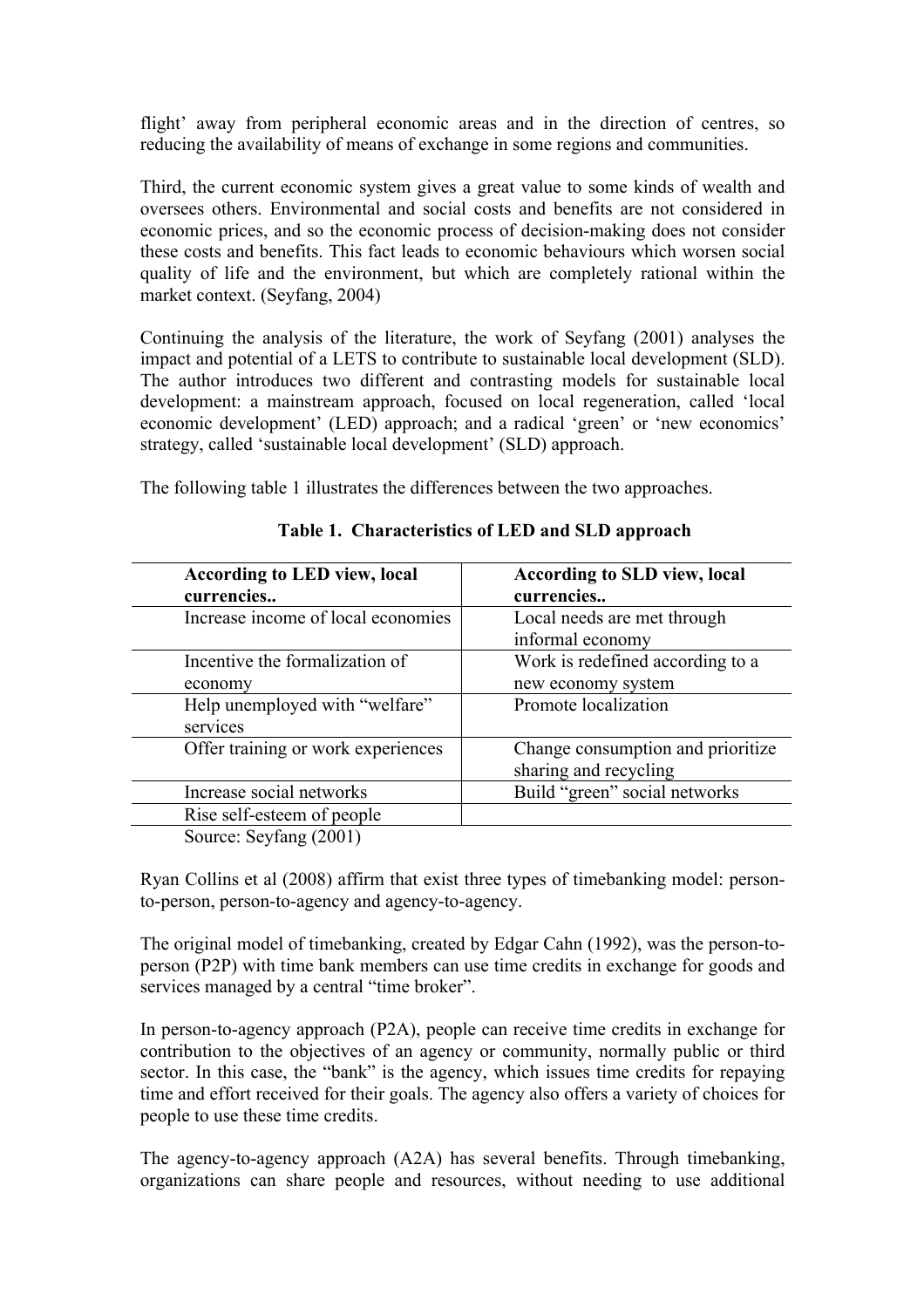flight' away from peripheral economic areas and in the direction of centres, so reducing the availability of means of exchange in some regions and communities.

Third, the current economic system gives a great value to some kinds of wealth and oversees others. Environmental and social costs and benefits are not considered in economic prices, and so the economic process of decision-making does not consider these costs and benefits. This fact leads to economic behaviours which worsen social quality of life and the environment, but which are completely rational within the market context. (Seyfang, 2004)

Continuing the analysis of the literature, the work of Seyfang (2001) analyses the impact and potential of a LETS to contribute to sustainable local development (SLD). The author introduces two different and contrasting models for sustainable local development: a mainstream approach, focused on local regeneration, called 'local economic development' (LED) approach; and a radical 'green' or 'new economics' strategy, called 'sustainable local development' (SLD) approach.

The following table 1 illustrates the differences between the two approaches.

**Table 1. Characteristics of LED and SLD approach**

| According to LED view, local currencies.. | According to SLD view, local currencies.. |
|---|---|
| Increase income of local economies | Local needs are met through informal economy |
| Incentive the formalization of economy | Work is redefined according to a new economy system |
| Help unemployed with "welfare" services | Promote localization |
| Offer training or work experiences | Change consumption and prioritize sharing and recycling |
| Increase social networks | Build "green" social networks |
| Rise self-esteem of people | |

Source: Seyfang (2001)

Ryan Collins et al (2008) affirm that exist three types of timebanking model: person-to-person, person-to-agency and agency-to-agency.

The original model of timebanking, created by Edgar Cahn (1992), was the person-to-person (P2P) with time bank members can use time credits in exchange for goods and services managed by a central "time broker".

In person-to-agency approach (P2A), people can receive time credits in exchange for contribution to the objectives of an agency or community, normally public or third sector. In this case, the "bank" is the agency, which issues time credits for repaying time and effort received for their goals. The agency also offers a variety of choices for people to use these time credits.

The agency-to-agency approach (A2A) has several benefits. Through timebanking, organizations can share people and resources, without needing to use additional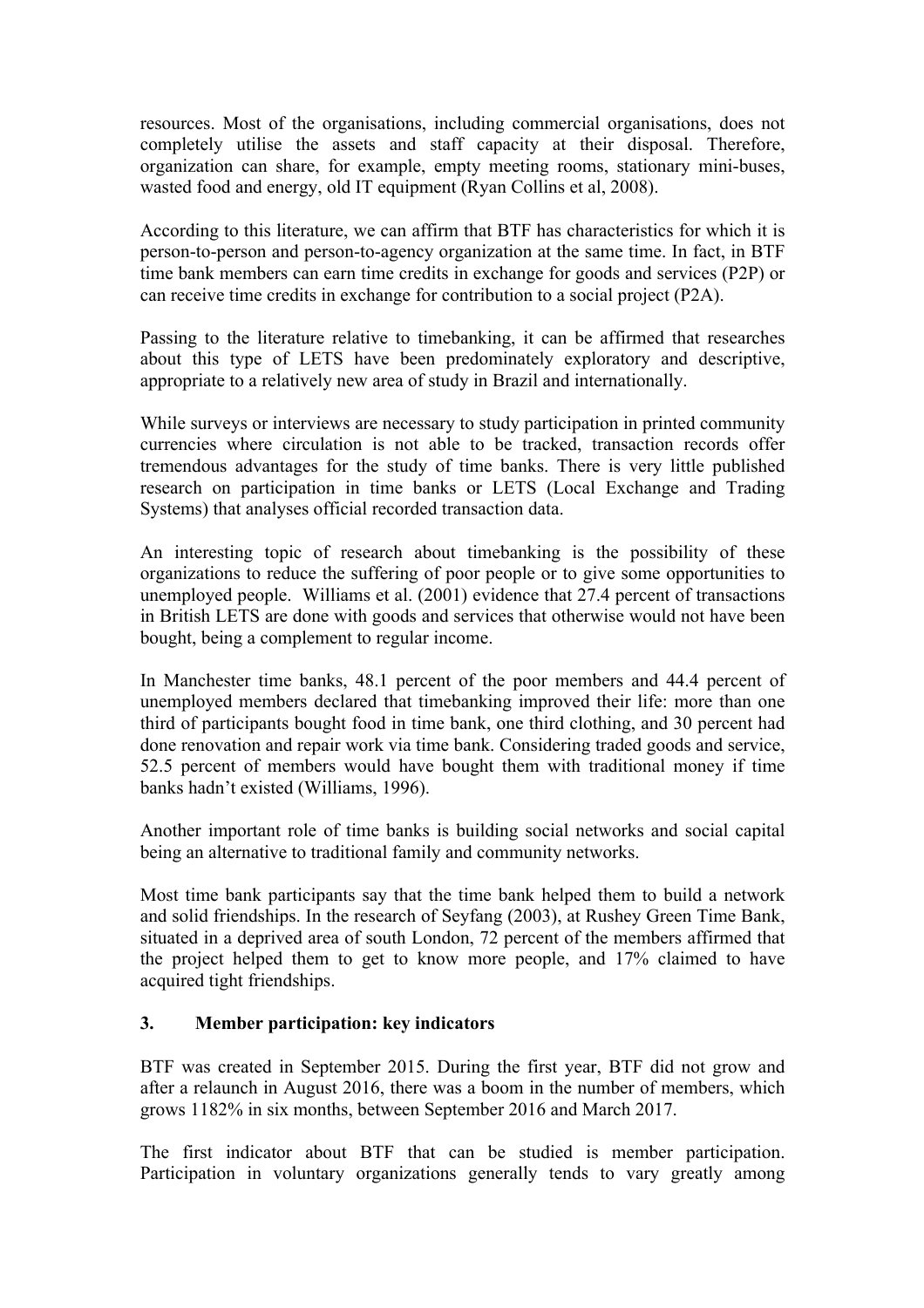resources. Most of the organisations, including commercial organisations, does not completely utilise the assets and staff capacity at their disposal. Therefore, organization can share, for example, empty meeting rooms, stationary mini-buses, wasted food and energy, old IT equipment (Ryan Collins et al, 2008).

According to this literature, we can affirm that BTF has characteristics for which it is person-to-person and person-to-agency organization at the same time. In fact, in BTF time bank members can earn time credits in exchange for goods and services (P2P) or can receive time credits in exchange for contribution to a social project (P2A).

Passing to the literature relative to timebanking, it can be affirmed that researches about this type of LETS have been predominately exploratory and descriptive, appropriate to a relatively new area of study in Brazil and internationally.

While surveys or interviews are necessary to study participation in printed community currencies where circulation is not able to be tracked, transaction records offer tremendous advantages for the study of time banks. There is very little published research on participation in time banks or LETS (Local Exchange and Trading Systems) that analyses official recorded transaction data.

An interesting topic of research about timebanking is the possibility of these organizations to reduce the suffering of poor people or to give some opportunities to unemployed people. Williams et al. (2001) evidence that 27.4 percent of transactions in British LETS are done with goods and services that otherwise would not have been bought, being a complement to regular income.

In Manchester time banks, 48.1 percent of the poor members and 44.4 percent of unemployed members declared that timebanking improved their life: more than one third of participants bought food in time bank, one third clothing, and 30 percent had done renovation and repair work via time bank. Considering traded goods and service, 52.5 percent of members would have bought them with traditional money if time banks hadn't existed (Williams, 1996).

Another important role of time banks is building social networks and social capital being an alternative to traditional family and community networks.

Most time bank participants say that the time bank helped them to build a network and solid friendships. In the research of Seyfang (2003), at Rushey Green Time Bank, situated in a deprived area of south London, 72 percent of the members affirmed that the project helped them to get to know more people, and 17% claimed to have acquired tight friendships.

## 3. Member participation: key indicators

BTF was created in September 2015. During the first year, BTF did not grow and after a relaunch in August 2016, there was a boom in the number of members, which grows 1182% in six months, between September 2016 and March 2017.

The first indicator about BTF that can be studied is member participation. Participation in voluntary organizations generally tends to vary greatly among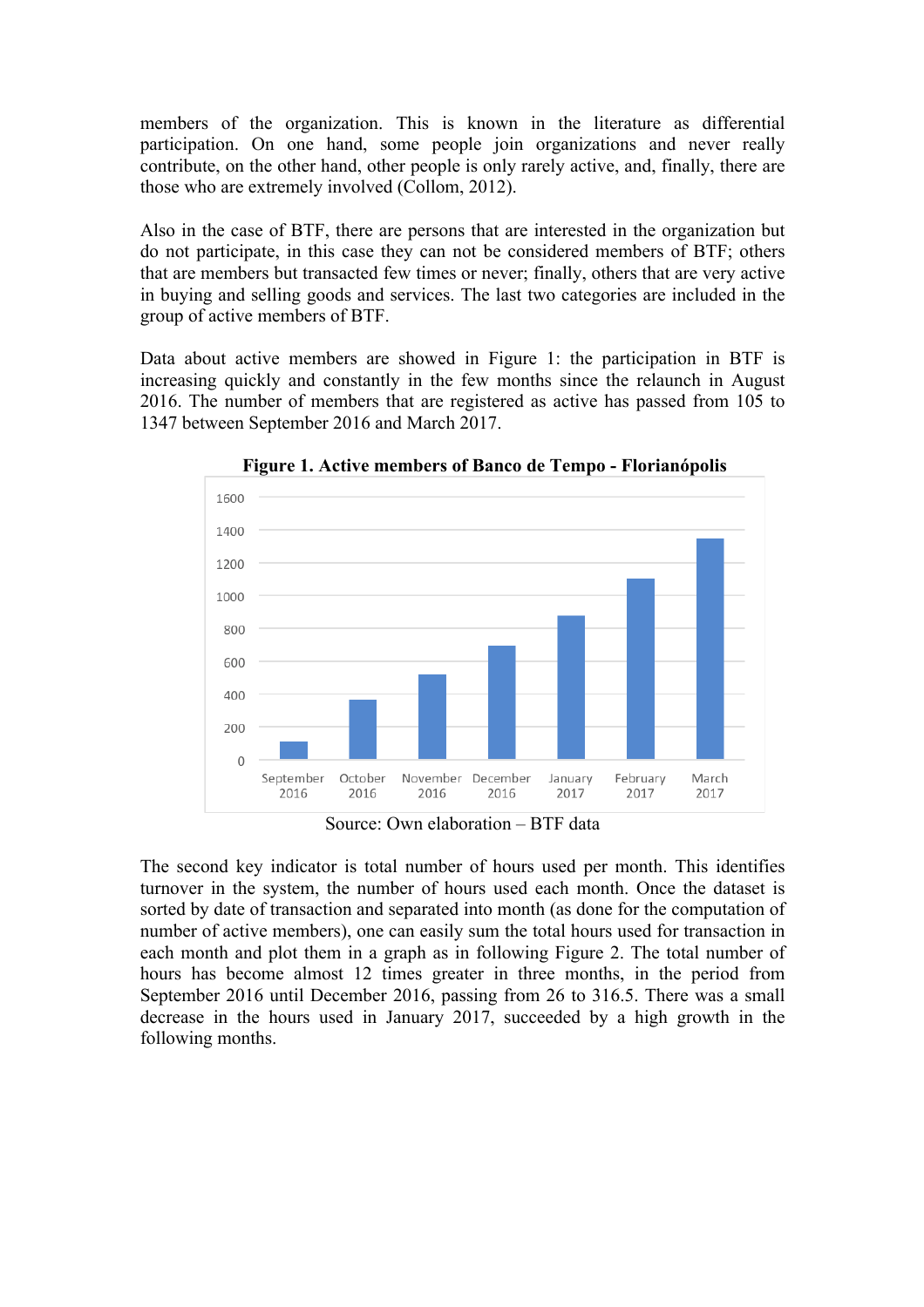members of the organization. This is known in the literature as differential participation. On one hand, some people join organizations and never really contribute, on the other hand, other people is only rarely active, and, finally, there are those who are extremely involved (Collom, 2012).

Also in the case of BTF, there are persons that are interested in the organization but do not participate, in this case they can not be considered members of BTF; others that are members but transacted few times or never; finally, others that are very active in buying and selling goods and services. The last two categories are included in the group of active members of BTF.

Data about active members are showed in Figure 1: the participation in BTF is increasing quickly and constantly in the few months since the relaunch in August 2016. The number of members that are registered as active has passed from 105 to 1347 between September 2016 and March 2017.

**Figure 1. Active members of Banco de Tempo - Florianópolis**

Source: Own elaboration – BTF data

The second key indicator is total number of hours used per month. This identifies turnover in the system, the number of hours used each month. Once the dataset is sorted by date of transaction and separated into month (as done for the computation of number of active members), one can easily sum the total hours used for transaction in each month and plot them in a graph as in following Figure 2. The total number of hours has become almost 12 times greater in three months, in the period from September 2016 until December 2016, passing from 26 to 316.5. There was a small decrease in the hours used in January 2017, succeeded by a high growth in the following months.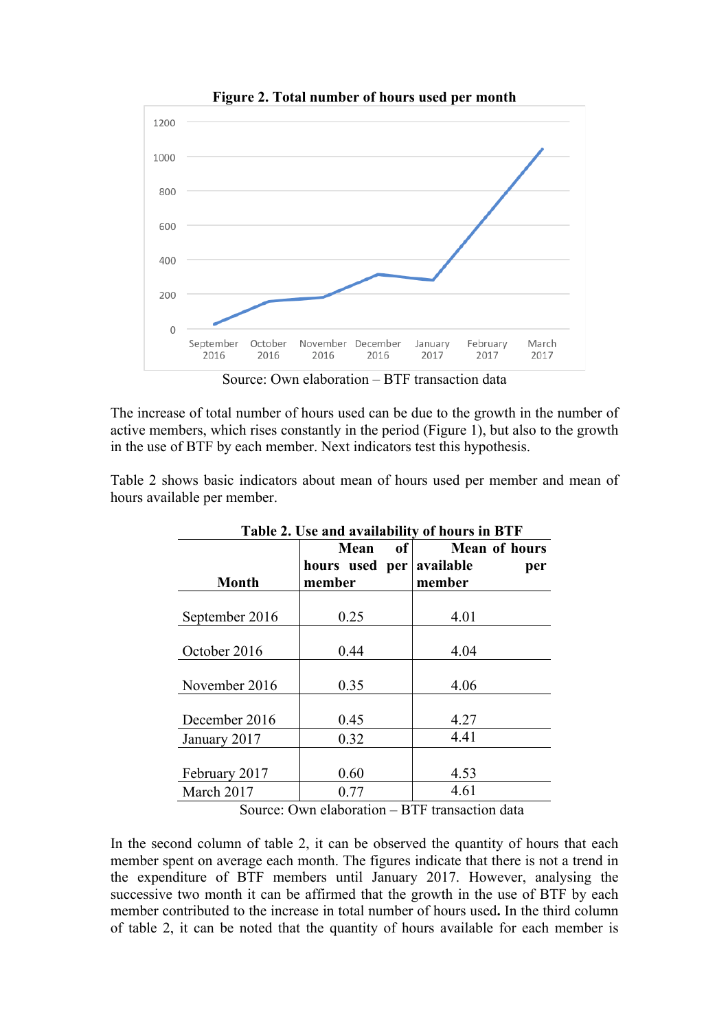**Figure 2. Total number of hours used per month**

Source: Own elaboration – BTF transaction data

The increase of total number of hours used can be due to the growth in the number of active members, which rises constantly in the period (Figure 1), but also to the growth in the use of BTF by each member. Next indicators test this hypothesis.

Table 2 shows basic indicators about mean of hours used per member and mean of hours available per member.

**Table 2. Use and availability of hours in BTF**

| Month | Mean of hours used per member | Mean of hours available per member |
|---|---|---|
| September 2016 | 0.25 | 4.01 |
| October 2016 | 0.44 | 4.04 |
| November 2016 | 0.35 | 4.06 |
| December 2016 | 0.45 | 4.27 |
| January 2017 | 0.32 | 4.41 |
| February 2017 | 0.60 | 4.53 |
| March 2017 | 0.77 | 4.61 |

Source: Own elaboration – BTF transaction data

In the second column of table 2, it can be observed the quantity of hours that each member spent on average each month. The figures indicate that there is not a trend in the expenditure of BTF members until January 2017. However, analysing the successive two month it can be affirmed that the growth in the use of BTF by each member contributed to the increase in total number of hours used**.** In the third column of table 2, it can be noted that the quantity of hours available for each member is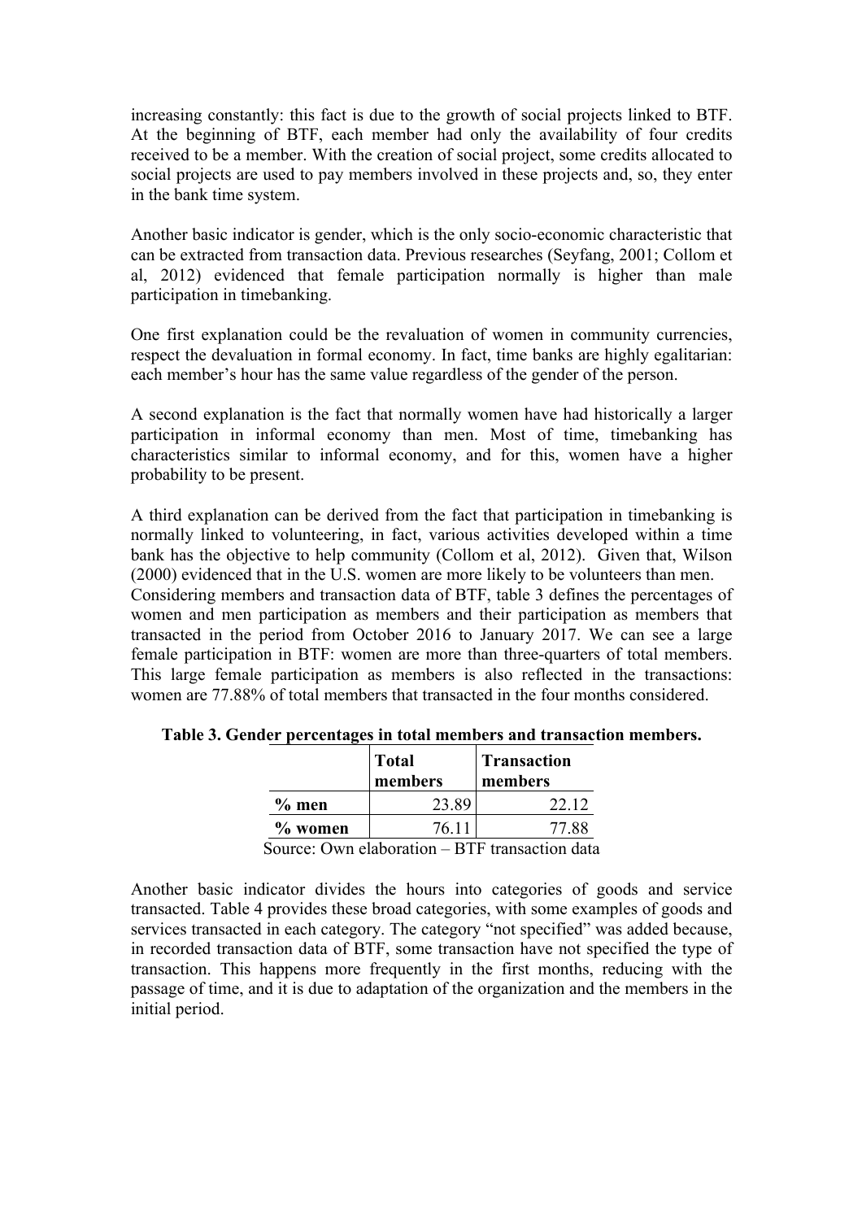increasing constantly: this fact is due to the growth of social projects linked to BTF. At the beginning of BTF, each member had only the availability of four credits received to be a member. With the creation of social project, some credits allocated to social projects are used to pay members involved in these projects and, so, they enter in the bank time system.

Another basic indicator is gender, which is the only socio-economic characteristic that can be extracted from transaction data. Previous researches (Seyfang, 2001; Collom et al, 2012) evidenced that female participation normally is higher than male participation in timebanking.

One first explanation could be the revaluation of women in community currencies, respect the devaluation in formal economy. In fact, time banks are highly egalitarian: each member's hour has the same value regardless of the gender of the person.

A second explanation is the fact that normally women have had historically a larger participation in informal economy than men. Most of time, timebanking has characteristics similar to informal economy, and for this, women have a higher probability to be present.

A third explanation can be derived from the fact that participation in timebanking is normally linked to volunteering, in fact, various activities developed within a time bank has the objective to help community (Collom et al, 2012). Given that, Wilson (2000) evidenced that in the U.S. women are more likely to be volunteers than men.
Considering members and transaction data of BTF, table 3 defines the percentages of women and men participation as members and their participation as members that transacted in the period from October 2016 to January 2017. We can see a large female participation in BTF: women are more than three-quarters of total members. This large female participation as members is also reflected in the transactions: women are 77.88% of total members that transacted in the four months considered.

**Table 3. Gender percentages in total members and transaction members.**

| | **Total members** | **Transaction members** |
|---|---|---|
| **% men** | 23.89 | 22.12 |
| **% women** | 76.11 | 77.88 |

Source: Own elaboration – BTF transaction data

Another basic indicator divides the hours into categories of goods and service transacted. Table 4 provides these broad categories, with some examples of goods and services transacted in each category. The category "not specified" was added because, in recorded transaction data of BTF, some transaction have not specified the type of transaction. This happens more frequently in the first months, reducing with the passage of time, and it is due to adaptation of the organization and the members in the initial period.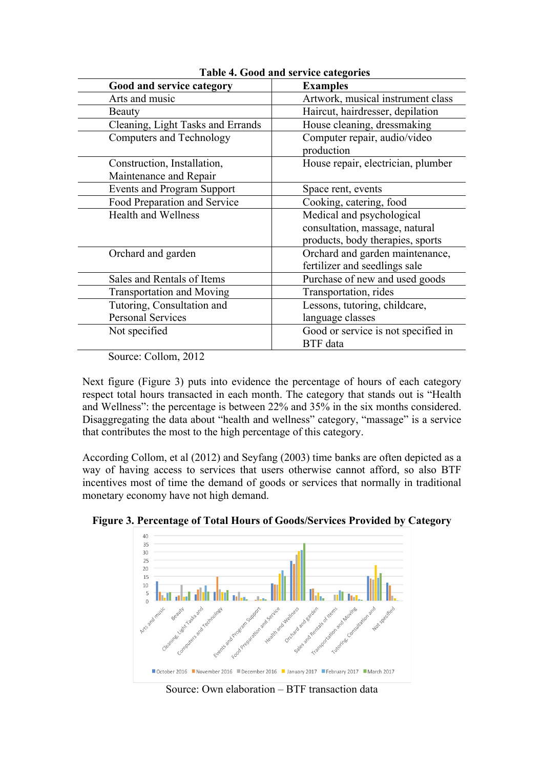**Table 4. Good and service categories**

| Good and service category | Examples |
|---|---|
| Arts and music | Artwork, musical instrument class |
| Beauty | Haircut, hairdresser, depilation |
| Cleaning, Light Tasks and Errands | House cleaning, dressmaking |
| Computers and Technology | Computer repair, audio/video production |
| Construction, Installation, Maintenance and Repair | House repair, electrician, plumber |
| Events and Program Support | Space rent, events |
| Food Preparation and Service | Cooking, catering, food |
| Health and Wellness | Medical and psychological consultation, massage, natural products, body therapies, sports |
| Orchard and garden | Orchard and garden maintenance, fertilizer and seedlings sale |
| Sales and Rentals of Items | Purchase of new and used goods |
| Transportation and Moving | Transportation, rides |
| Tutoring, Consultation and Personal Services | Lessons, tutoring, childcare, language classes |
| Not specified | Good or service is not specified in BTF data |

Source: Collom, 2012

Next figure (Figure 3) puts into evidence the percentage of hours of each category respect total hours transacted in each month. The category that stands out is "Health and Wellness": the percentage is between 22% and 35% in the six months considered. Disaggregating the data about "health and wellness" category, "massage" is a service that contributes the most to the high percentage of this category.

According Collom, et al (2012) and Seyfang (2003) time banks are often depicted as a way of having access to services that users otherwise cannot afford, so also BTF incentives most of time the demand of goods or services that normally in traditional monetary economy have not high demand.

**Figure 3. Percentage of Total Hours of Goods/Services Provided by Category**

Source: Own elaboration – BTF transaction data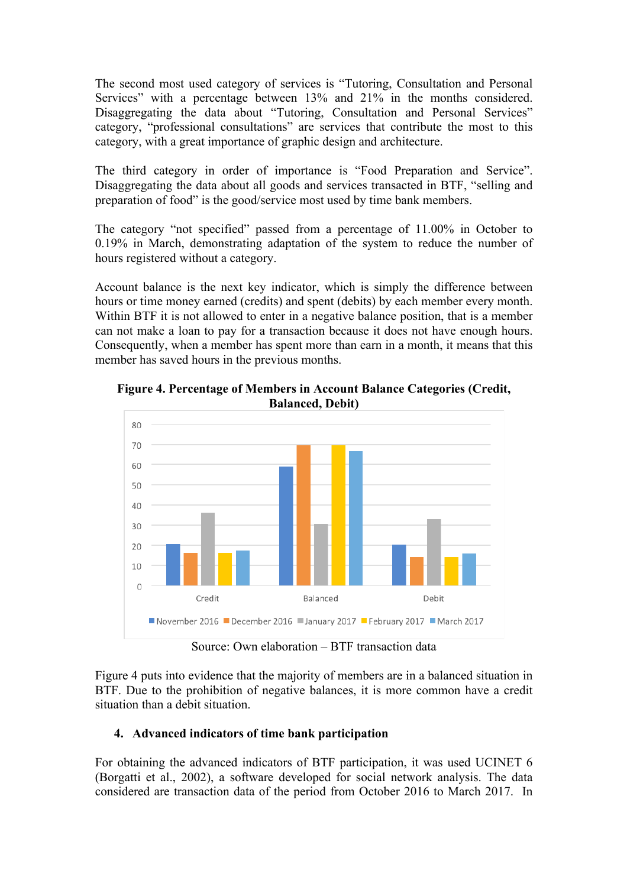The second most used category of services is “Tutoring, Consultation and Personal Services” with a percentage between 13% and 21% in the months considered. Disaggregating the data about “Tutoring, Consultation and Personal Services” category, “professional consultations” are services that contribute the most to this category, with a great importance of graphic design and architecture.

The third category in order of importance is “Food Preparation and Service”. Disaggregating the data about all goods and services transacted in BTF, “selling and preparation of food” is the good/service most used by time bank members.

The category “not specified” passed from a percentage of 11.00% in October to 0.19% in March, demonstrating adaptation of the system to reduce the number of hours registered without a category.

Account balance is the next key indicator, which is simply the difference between hours or time money earned (credits) and spent (debits) by each member every month. Within BTF it is not allowed to enter in a negative balance position, that is a member can not make a loan to pay for a transaction because it does not have enough hours. Consequently, when a member has spent more than earn in a month, it means that this member has saved hours in the previous months.

**Figure 4. Percentage of Members in Account Balance Categories (Credit, Balanced, Debit)**

Source: Own elaboration – BTF transaction data

Figure 4 puts into evidence that the majority of members are in a balanced situation in BTF. Due to the prohibition of negative balances, it is more common have a credit situation than a debit situation.

## 4. Advanced indicators of time bank participation

For obtaining the advanced indicators of BTF participation, it was used UCINET 6 (Borgatti et al., 2002), a software developed for social network analysis. The data considered are transaction data of the period from October 2016 to March 2017. In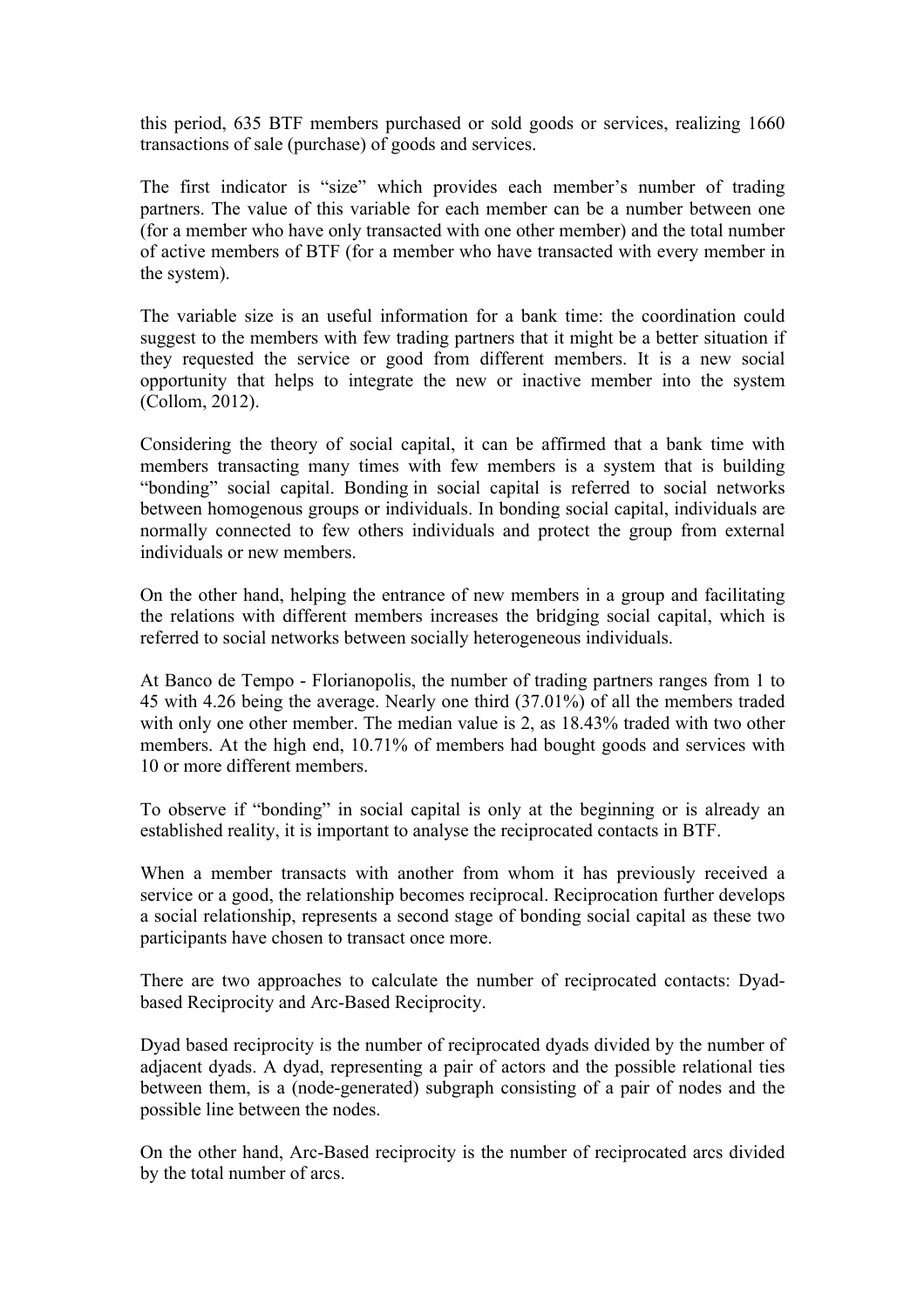this period, 635 BTF members purchased or sold goods or services, realizing 1660 transactions of sale (purchase) of goods and services.

The first indicator is "size" which provides each member's number of trading partners. The value of this variable for each member can be a number between one (for a member who have only transacted with one other member) and the total number of active members of BTF (for a member who have transacted with every member in the system).

The variable size is an useful information for a bank time: the coordination could suggest to the members with few trading partners that it might be a better situation if they requested the service or good from different members. It is a new social opportunity that helps to integrate the new or inactive member into the system (Collom, 2012).

Considering the theory of social capital, it can be affirmed that a bank time with members transacting many times with few members is a system that is building "bonding" social capital. Bonding in social capital is referred to social networks between homogenous groups or individuals. In bonding social capital, individuals are normally connected to few others individuals and protect the group from external individuals or new members.

On the other hand, helping the entrance of new members in a group and facilitating the relations with different members increases the bridging social capital, which is referred to social networks between socially heterogeneous individuals.

At Banco de Tempo - Florianopolis, the number of trading partners ranges from 1 to 45 with 4.26 being the average. Nearly one third (37.01%) of all the members traded with only one other member. The median value is 2, as 18.43% traded with two other members. At the high end, 10.71% of members had bought goods and services with 10 or more different members.

To observe if "bonding" in social capital is only at the beginning or is already an established reality, it is important to analyse the reciprocated contacts in BTF.

When a member transacts with another from whom it has previously received a service or a good, the relationship becomes reciprocal. Reciprocation further develops a social relationship, represents a second stage of bonding social capital as these two participants have chosen to transact once more.

There are two approaches to calculate the number of reciprocated contacts: Dyad-based Reciprocity and Arc-Based Reciprocity.

Dyad based reciprocity is the number of reciprocated dyads divided by the number of adjacent dyads. A dyad, representing a pair of actors and the possible relational ties between them, is a (node-generated) subgraph consisting of a pair of nodes and the possible line between the nodes.

On the other hand, Arc-Based reciprocity is the number of reciprocated arcs divided by the total number of arcs.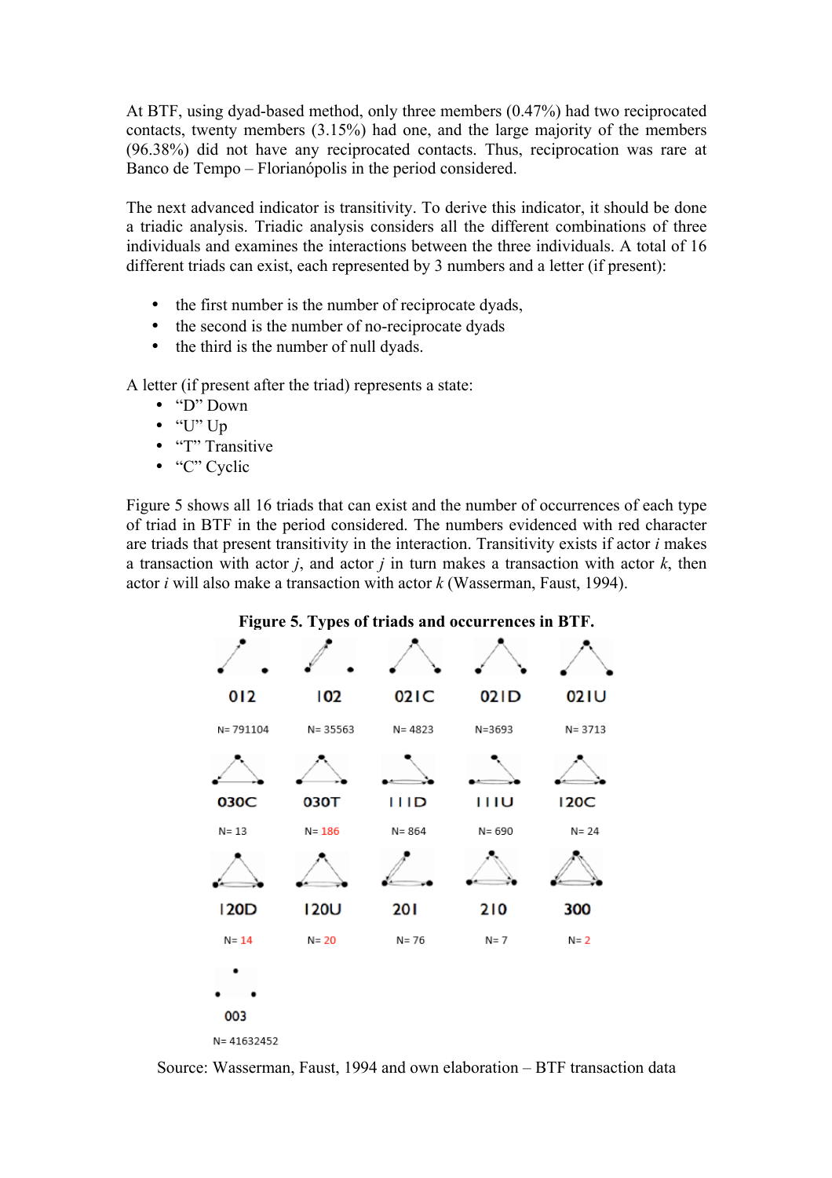At BTF, using dyad-based method, only three members (0.47%) had two reciprocated contacts, twenty members (3.15%) had one, and the large majority of the members (96.38%) did not have any reciprocated contacts. Thus, reciprocation was rare at Banco de Tempo – Florianópolis in the period considered.

The next advanced indicator is transitivity. To derive this indicator, it should be done a triadic analysis. Triadic analysis considers all the different combinations of three individuals and examines the interactions between the three individuals. A total of 16 different triads can exist, each represented by 3 numbers and a letter (if present):

- the first number is the number of reciprocate dyads,
- the second is the number of no-reciprocate dyads
- the third is the number of null dyads.

A letter (if present after the triad) represents a state:

- "D" Down
- "U" Up
- "T" Transitive
- "C" Cyclic

Figure 5 shows all 16 triads that can exist and the number of occurrences of each type of triad in BTF in the period considered. The numbers evidenced with red character are triads that present transitivity in the interaction. Transitivity exists if actor *i* makes a transaction with actor *j*, and actor *j* in turn makes a transaction with actor *k*, then actor *i* will also make a transaction with actor *k* (Wasserman, Faust, 1994).

**Figure 5. Types of triads and occurrences in BTF.**

| Triad | N |
|---|---|
| 012 | 791104 |
| 102 | 35563 |
| 021C | 4823 |
| 021D | 3693 |
| 021U | 3713 |
| 030C | 13 |
| 030T | 186 |
| 111D | 864 |
| 111U | 690 |
| 120C | 24 |
| 120D | 14 |
| 120U | 20 |
| 201 | 76 |
| 210 | 7 |
| 300 | 2 |
| 003 | 41632452 |

Source: Wasserman, Faust, 1994 and own elaboration – BTF transaction data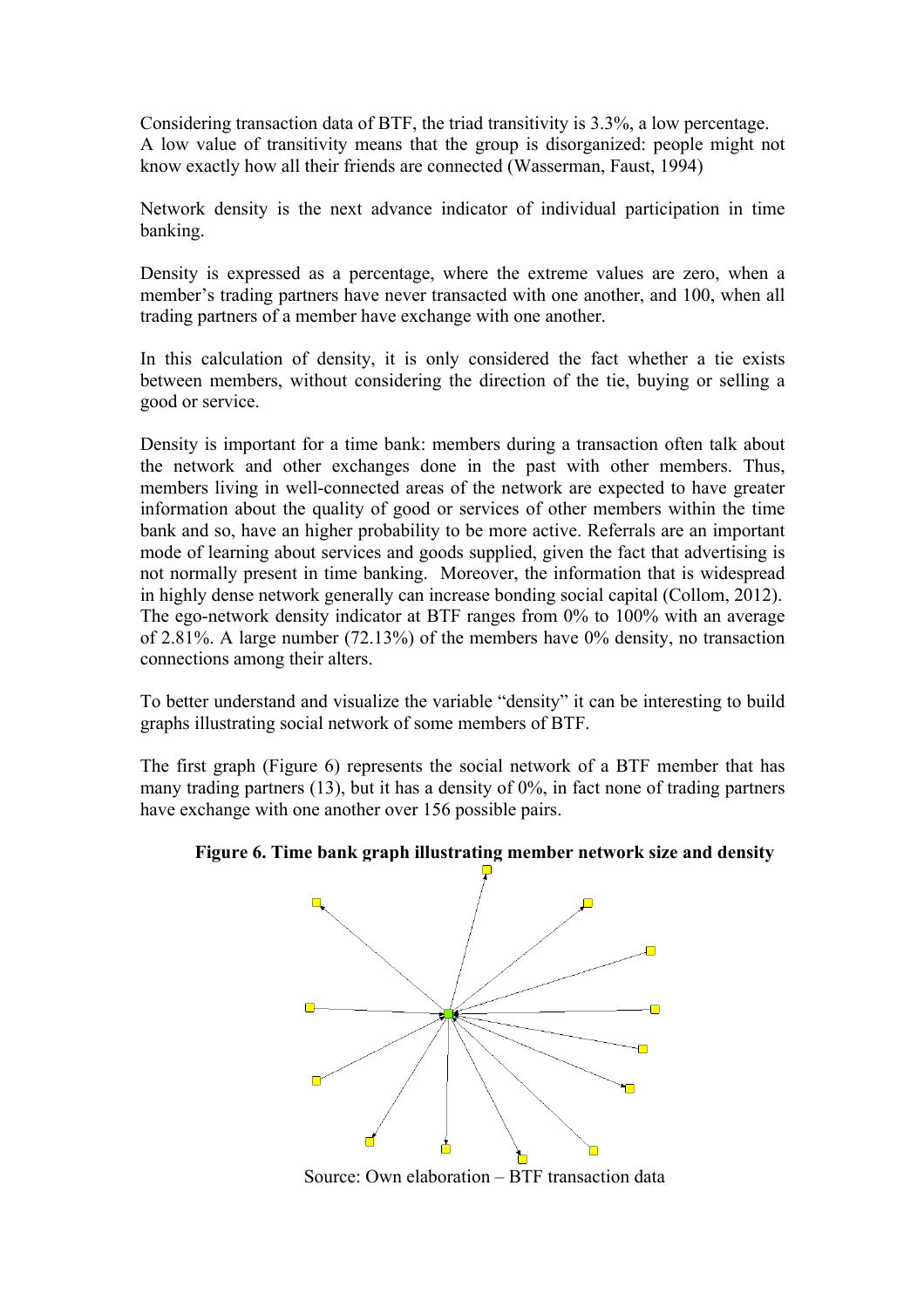Considering transaction data of BTF, the triad transitivity is 3.3%, a low percentage. A low value of transitivity means that the group is disorganized: people might not know exactly how all their friends are connected (Wasserman, Faust, 1994)

Network density is the next advance indicator of individual participation in time banking.

Density is expressed as a percentage, where the extreme values are zero, when a member's trading partners have never transacted with one another, and 100, when all trading partners of a member have exchange with one another.

In this calculation of density, it is only considered the fact whether a tie exists between members, without considering the direction of the tie, buying or selling a good or service.

Density is important for a time bank: members during a transaction often talk about the network and other exchanges done in the past with other members. Thus, members living in well-connected areas of the network are expected to have greater information about the quality of good or services of other members within the time bank and so, have an higher probability to be more active. Referrals are an important mode of learning about services and goods supplied, given the fact that advertising is not normally present in time banking. Moreover, the information that is widespread in highly dense network generally can increase bonding social capital (Collom, 2012). The ego-network density indicator at BTF ranges from 0% to 100% with an average of 2.81%. A large number (72.13%) of the members have 0% density, no transaction connections among their alters.

To better understand and visualize the variable "density" it can be interesting to build graphs illustrating social network of some members of BTF.

The first graph (Figure 6) represents the social network of a BTF member that has many trading partners (13), but it has a density of 0%, in fact none of trading partners have exchange with one another over 156 possible pairs.

**Figure 6. Time bank graph illustrating member network size and density**

Source: Own elaboration – BTF transaction data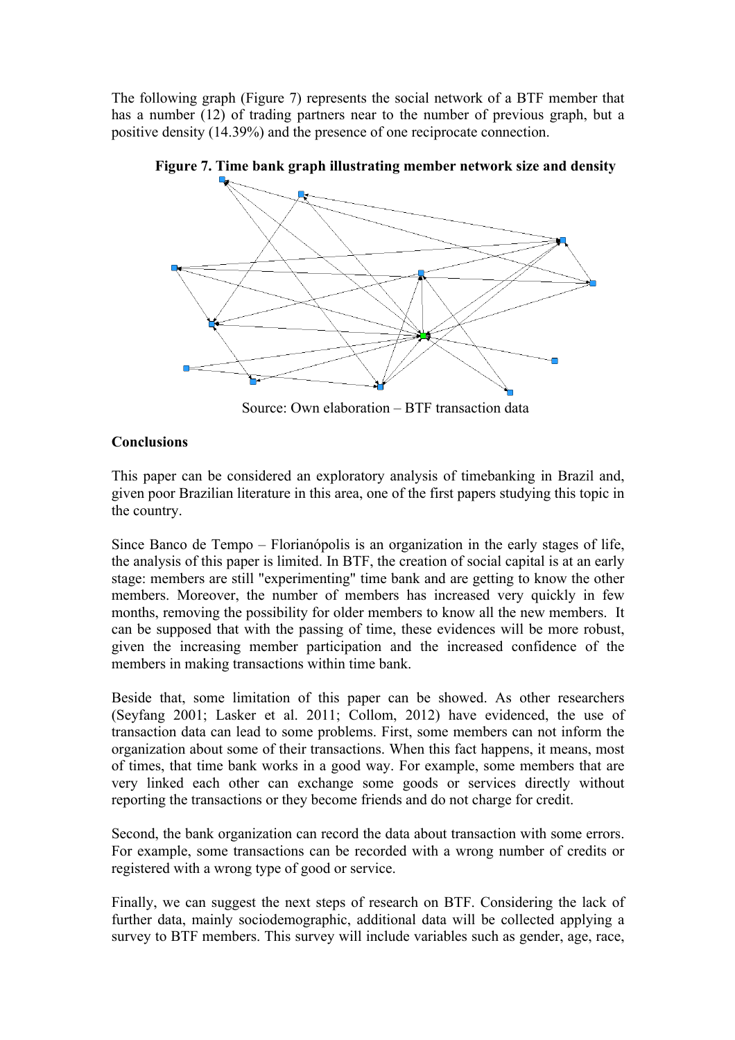The following graph (Figure 7) represents the social network of a BTF member that has a number (12) of trading partners near to the number of previous graph, but a positive density (14.39%) and the presence of one reciprocate connection.

**Figure 7. Time bank graph illustrating member network size and density**

Source: Own elaboration – BTF transaction data

**Conclusions**

This paper can be considered an exploratory analysis of timebanking in Brazil and, given poor Brazilian literature in this area, one of the first papers studying this topic in the country.

Since Banco de Tempo – Florianópolis is an organization in the early stages of life, the analysis of this paper is limited. In BTF, the creation of social capital is at an early stage: members are still "experimenting" time bank and are getting to know the other members. Moreover, the number of members has increased very quickly in few months, removing the possibility for older members to know all the new members. It can be supposed that with the passing of time, these evidences will be more robust, given the increasing member participation and the increased confidence of the members in making transactions within time bank.

Beside that, some limitation of this paper can be showed. As other researchers (Seyfang 2001; Lasker et al. 2011; Collom, 2012) have evidenced, the use of transaction data can lead to some problems. First, some members can not inform the organization about some of their transactions. When this fact happens, it means, most of times, that time bank works in a good way. For example, some members that are very linked each other can exchange some goods or services directly without reporting the transactions or they become friends and do not charge for credit.

Second, the bank organization can record the data about transaction with some errors. For example, some transactions can be recorded with a wrong number of credits or registered with a wrong type of good or service.

Finally, we can suggest the next steps of research on BTF. Considering the lack of further data, mainly sociodemographic, additional data will be collected applying a survey to BTF members. This survey will include variables such as gender, age, race,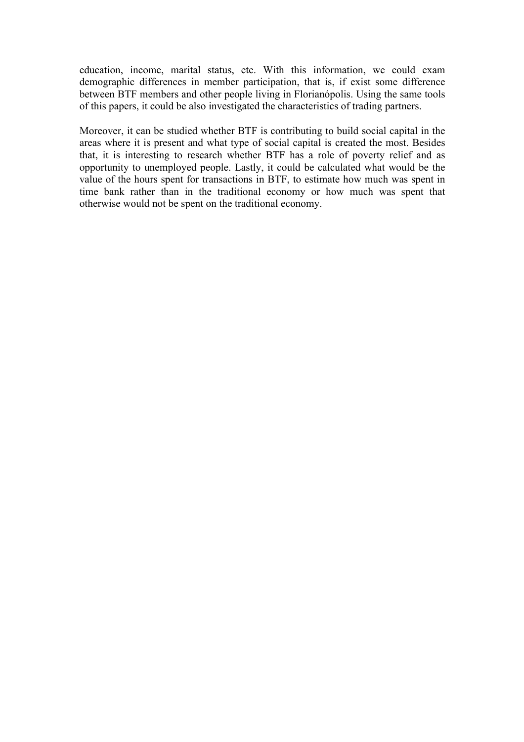education, income, marital status, etc. With this information, we could exam demographic differences in member participation, that is, if exist some difference between BTF members and other people living in Florianópolis. Using the same tools of this papers, it could be also investigated the characteristics of trading partners.

Moreover, it can be studied whether BTF is contributing to build social capital in the areas where it is present and what type of social capital is created the most. Besides that, it is interesting to research whether BTF has a role of poverty relief and as opportunity to unemployed people. Lastly, it could be calculated what would be the value of the hours spent for transactions in BTF, to estimate how much was spent in time bank rather than in the traditional economy or how much was spent that otherwise would not be spent on the traditional economy.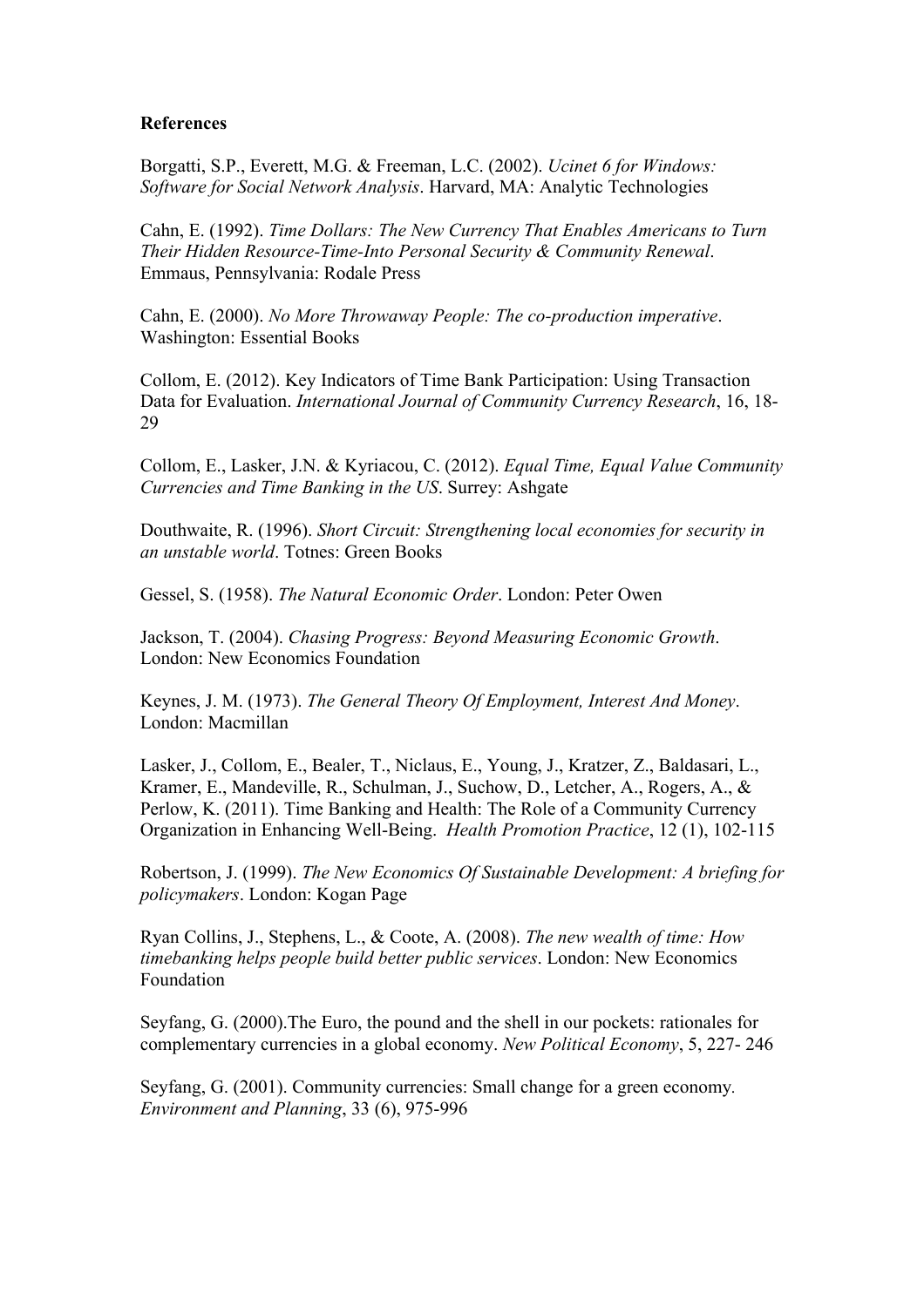**References**

Borgatti, S.P., Everett, M.G. & Freeman, L.C. (2002). *Ucinet 6 for Windows: Software for Social Network Analysis*. Harvard, MA: Analytic Technologies

Cahn, E. (1992). *Time Dollars: The New Currency That Enables Americans to Turn Their Hidden Resource-Time-Into Personal Security & Community Renewal*. Emmaus, Pennsylvania: Rodale Press

Cahn, E. (2000). *No More Throwaway People: The co-production imperative*. Washington: Essential Books

Collom, E. (2012). Key Indicators of Time Bank Participation: Using Transaction Data for Evaluation. *International Journal of Community Currency Research*, 16, 18-29

Collom, E., Lasker, J.N. & Kyriacou, C. (2012). *Equal Time, Equal Value Community Currencies and Time Banking in the US*. Surrey: Ashgate

Douthwaite, R. (1996). *Short Circuit: Strengthening local economies for security in an unstable world*. Totnes: Green Books

Gessel, S. (1958). *The Natural Economic Order*. London: Peter Owen

Jackson, T. (2004). *Chasing Progress: Beyond Measuring Economic Growth*. London: New Economics Foundation

Keynes, J. M. (1973). *The General Theory Of Employment, Interest And Money*. London: Macmillan

Lasker, J., Collom, E., Bealer, T., Niclaus, E., Young, J., Kratzer, Z., Baldasari, L., Kramer, E., Mandeville, R., Schulman, J., Suchow, D., Letcher, A., Rogers, A., & Perlow, K. (2011). Time Banking and Health: The Role of a Community Currency Organization in Enhancing Well-Being. *Health Promotion Practice*, 12 (1), 102-115

Robertson, J. (1999). *The New Economics Of Sustainable Development: A briefing for policymakers*. London: Kogan Page

Ryan Collins, J., Stephens, L., & Coote, A. (2008). *The new wealth of time: How timebanking helps people build better public services*. London: New Economics Foundation

Seyfang, G. (2000).The Euro, the pound and the shell in our pockets: rationales for complementary currencies in a global economy. *New Political Economy*, 5, 227- 246

Seyfang, G. (2001). Community currencies: Small change for a green economy. *Environment and Planning*, 33 (6), 975-996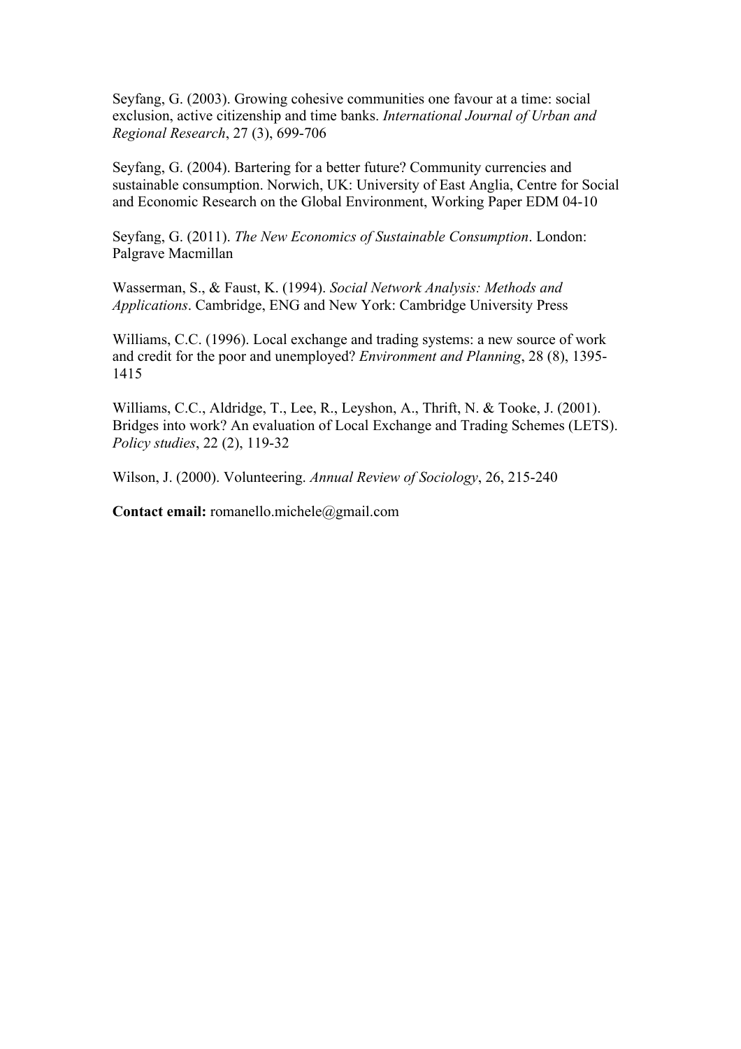Seyfang, G. (2003). Growing cohesive communities one favour at a time: social exclusion, active citizenship and time banks. *International Journal of Urban and Regional Research*, 27 (3), 699-706

Seyfang, G. (2004). Bartering for a better future? Community currencies and sustainable consumption. Norwich, UK: University of East Anglia, Centre for Social and Economic Research on the Global Environment, Working Paper EDM 04-10

Seyfang, G. (2011). *The New Economics of Sustainable Consumption*. London: Palgrave Macmillan

Wasserman, S., & Faust, K. (1994). *Social Network Analysis: Methods and Applications*. Cambridge, ENG and New York: Cambridge University Press

Williams, C.C. (1996). Local exchange and trading systems: a new source of work and credit for the poor and unemployed? *Environment and Planning*, 28 (8), 1395-1415

Williams, C.C., Aldridge, T., Lee, R., Leyshon, A., Thrift, N. & Tooke, J. (2001). Bridges into work? An evaluation of Local Exchange and Trading Schemes (LETS). *Policy studies*, 22 (2), 119-32

Wilson, J. (2000). Volunteering. *Annual Review of Sociology*, 26, 215-240

**Contact email:** romanello.michele@gmail.com